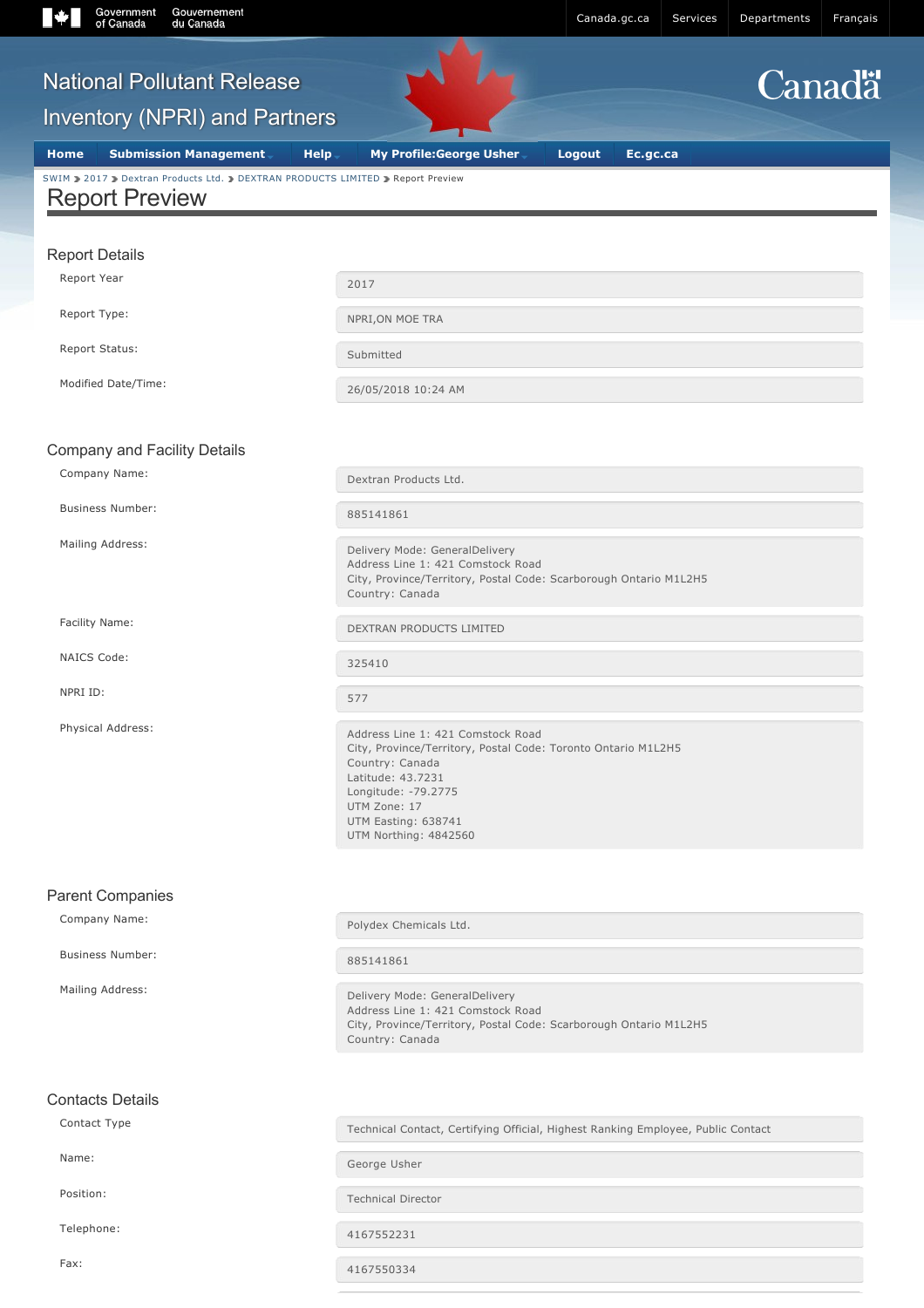# Report Preview

SWIM > 2017 > Dextran Products Ltd. > DEXTRAN PRODUCTS LIMITED > Report Preview

## Report Details

| | |
|---|---|
| Report Year | 2017 |
| Report Type: | NPRI,ON MOE TRA |
| Report Status: | Submitted |
| Modified Date/Time: | 26/05/2018 10:24 AM |

## Company and Facility Details

| | |
|---|---|
| Company Name: | Dextran Products Ltd. |
| Business Number: | 885141861 |
| Mailing Address: | Delivery Mode: GeneralDelivery<br>Address Line 1: 421 Comstock Road<br>City, Province/Territory, Postal Code: Scarborough Ontario M1L2H5<br>Country: Canada |
| Facility Name: | DEXTRAN PRODUCTS LIMITED |
| NAICS Code: | 325410 |
| NPRI ID: | 577 |
| Physical Address: | Address Line 1: 421 Comstock Road<br>City, Province/Territory, Postal Code: Toronto Ontario M1L2H5<br>Country: Canada<br>Latitude: 43.7231<br>Longitude: -79.2775<br>UTM Zone: 17<br>UTM Easting: 638741<br>UTM Northing: 4842560 |

## Parent Companies

| | |
|---|---|
| Company Name: | Polydex Chemicals Ltd. |
| Business Number: | 885141861 |
| Mailing Address: | Delivery Mode: GeneralDelivery<br>Address Line 1: 421 Comstock Road<br>City, Province/Territory, Postal Code: Scarborough Ontario M1L2H5<br>Country: Canada |

## Contacts Details

| | |
|---|---|
| Contact Type | Technical Contact, Certifying Official, Highest Ranking Employee, Public Contact |
| Name: | George Usher |
| Position: | Technical Director |
| Telephone: | 4167552231 |
| Fax: | 4167550334 |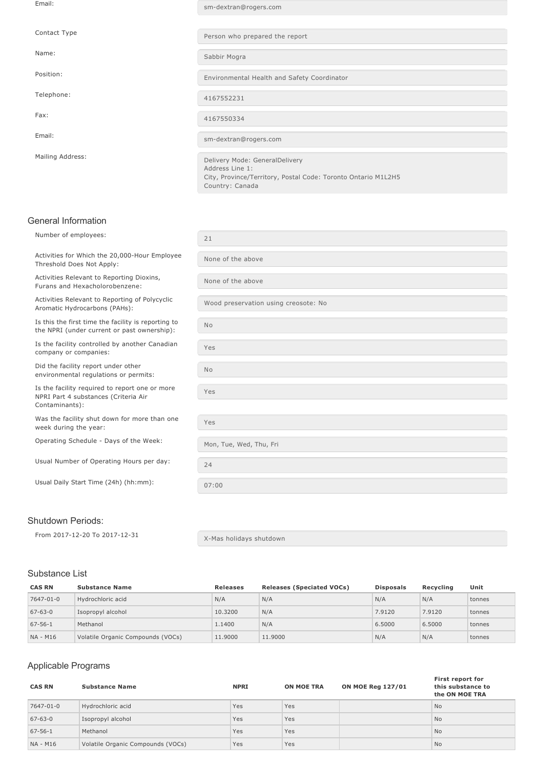| | |
|---|---|
| Email: | sm-dextran@rogers.com |

| | |
|---|---|
| Contact Type | Person who prepared the report |
| Name: | Sabbir Mogra |
| Position: | Environmental Health and Safety Coordinator |
| Telephone: | 4167552231 |
| Fax: | 4167550334 |
| Email: | sm-dextran@rogers.com |
| Mailing Address: | Delivery Mode: GeneralDelivery<br>Address Line 1:<br>City, Province/Territory, Postal Code: Toronto Ontario M1L2H5<br>Country: Canada |

## General Information

| | |
|---|---|
| Number of employees: | 21 |
| Activities for Which the 20,000-Hour Employee Threshold Does Not Apply: | None of the above |
| Activities Relevant to Reporting Dioxins, Furans and Hexacholorobenzene: | None of the above |
| Activities Relevant to Reporting of Polycyclic Aromatic Hydrocarbons (PAHs): | Wood preservation using creosote: No |
| Is this the first time the facility is reporting to the NPRI (under current or past ownership): | No |
| Is the facility controlled by another Canadian company or companies: | Yes |
| Did the facility report under other environmental regulations or permits: | No |
| Is the facility required to report one or more NPRI Part 4 substances (Criteria Air Contaminants): | Yes |
| Was the facility shut down for more than one week during the year: | Yes |
| Operating Schedule - Days of the Week: | Mon, Tue, Wed, Thu, Fri |
| Usual Number of Operating Hours per day: | 24 |
| Usual Daily Start Time (24h) (hh:mm): | 07:00 |

## Shutdown Periods:

| | |
|---|---|
| From 2017-12-20 To 2017-12-31 | X-Mas holidays shutdown |

## Substance List

| CAS RN | Substance Name | Releases | Releases (Speciated VOCs) | Disposals | Recycling | Unit |
|---|---|---|---|---|---|---|
| 7647-01-0 | Hydrochloric acid | N/A | N/A | N/A | N/A | tonnes |
| 67-63-0 | Isopropyl alcohol | 10.3200 | N/A | 7.9120 | 7.9120 | tonnes |
| 67-56-1 | Methanol | 1.1400 | N/A | 6.5000 | 6.5000 | tonnes |
| NA - M16 | Volatile Organic Compounds (VOCs) | 11.9000 | 11.9000 | N/A | N/A | tonnes |

## Applicable Programs

| CAS RN | Substance Name | NPRI | ON MOE TRA | ON MOE Reg 127/01 | First report for this substance to the ON MOE TRA |
|---|---|---|---|---|---|
| 7647-01-0 | Hydrochloric acid | Yes | Yes | | No |
| 67-63-0 | Isopropyl alcohol | Yes | Yes | | No |
| 67-56-1 | Methanol | Yes | Yes | | No |
| NA - M16 | Volatile Organic Compounds (VOCs) | Yes | Yes | | No |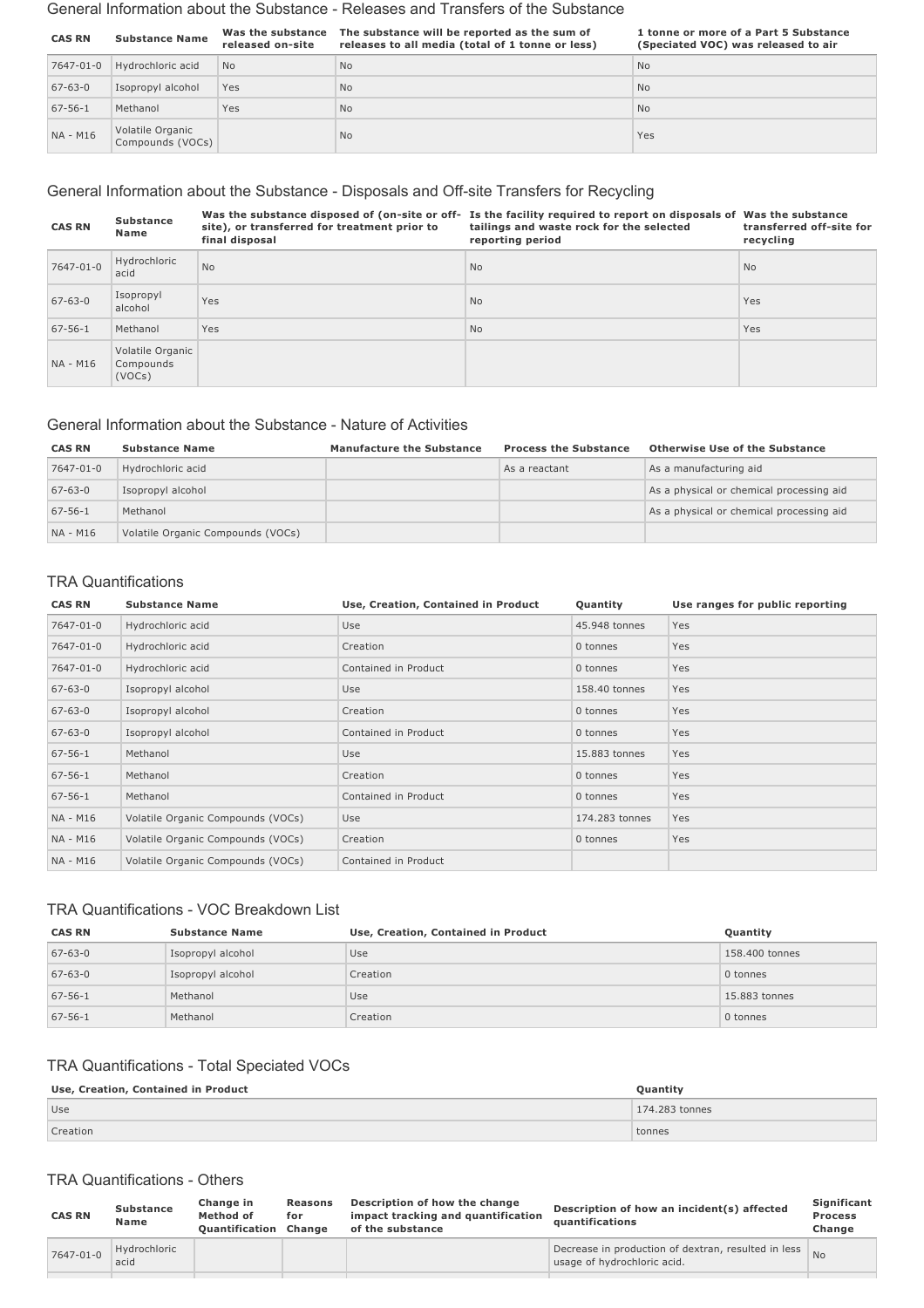## General Information about the Substance - Releases and Transfers of the Substance

| CAS RN | Substance Name | Was the substance released on-site | The substance will be reported as the sum of releases to all media (total of 1 tonne or less) | 1 tonne or more of a Part 5 Substance (Speciated VOC) was released to air |
|---|---|---|---|---|
| 7647-01-0 | Hydrochloric acid | No | No | No |
| 67-63-0 | Isopropyl alcohol | Yes | No | No |
| 67-56-1 | Methanol | Yes | No | No |
| NA - M16 | Volatile Organic Compounds (VOCs) | | No | Yes |

## General Information about the Substance - Disposals and Off-site Transfers for Recycling

| CAS RN | Substance Name | Was the substance disposed of (on-site or off-site), or transferred for treatment prior to final disposal | Is the facility required to report on disposals of tailings and waste rock for the selected reporting period | Was the substance transferred off-site for recycling |
|---|---|---|---|---|
| 7647-01-0 | Hydrochloric acid | No | No | No |
| 67-63-0 | Isopropyl alcohol | Yes | No | Yes |
| 67-56-1 | Methanol | Yes | No | Yes |
| NA - M16 | Volatile Organic Compounds (VOCs) | | | |

## General Information about the Substance - Nature of Activities

| CAS RN | Substance Name | Manufacture the Substance | Process the Substance | Otherwise Use of the Substance |
|---|---|---|---|---|
| 7647-01-0 | Hydrochloric acid | | As a reactant | As a manufacturing aid |
| 67-63-0 | Isopropyl alcohol | | | As a physical or chemical processing aid |
| 67-56-1 | Methanol | | | As a physical or chemical processing aid |
| NA - M16 | Volatile Organic Compounds (VOCs) | | | |

## TRA Quantifications

| CAS RN | Substance Name | Use, Creation, Contained in Product | Quantity | Use ranges for public reporting |
|---|---|---|---|---|
| 7647-01-0 | Hydrochloric acid | Use | 45.948 tonnes | Yes |
| 7647-01-0 | Hydrochloric acid | Creation | 0 tonnes | Yes |
| 7647-01-0 | Hydrochloric acid | Contained in Product | 0 tonnes | Yes |
| 67-63-0 | Isopropyl alcohol | Use | 158.40 tonnes | Yes |
| 67-63-0 | Isopropyl alcohol | Creation | 0 tonnes | Yes |
| 67-63-0 | Isopropyl alcohol | Contained in Product | 0 tonnes | Yes |
| 67-56-1 | Methanol | Use | 15.883 tonnes | Yes |
| 67-56-1 | Methanol | Creation | 0 tonnes | Yes |
| 67-56-1 | Methanol | Contained in Product | 0 tonnes | Yes |
| NA - M16 | Volatile Organic Compounds (VOCs) | Use | 174.283 tonnes | Yes |
| NA - M16 | Volatile Organic Compounds (VOCs) | Creation | 0 tonnes | Yes |
| NA - M16 | Volatile Organic Compounds (VOCs) | Contained in Product | | |

## TRA Quantifications - VOC Breakdown List

| CAS RN | Substance Name | Use, Creation, Contained in Product | Quantity |
|---|---|---|---|
| 67-63-0 | Isopropyl alcohol | Use | 158.400 tonnes |
| 67-63-0 | Isopropyl alcohol | Creation | 0 tonnes |
| 67-56-1 | Methanol | Use | 15.883 tonnes |
| 67-56-1 | Methanol | Creation | 0 tonnes |

## TRA Quantifications - Total Speciated VOCs

| Use, Creation, Contained in Product | Quantity |
|---|---|
| Use | 174.283 tonnes |
| Creation | tonnes |

## TRA Quantifications - Others

| CAS RN | Substance Name | Change in Method of Quantification | Reasons for Change | Description of how the change impact tracking and quantification of the substance | Description of how an incident(s) affected quantifications | Significant Process Change |
|---|---|---|---|---|---|---|
| 7647-01-0 | Hydrochloric acid | | | | Decrease in production of dextran, resulted in less usage of hydrochloric acid. | No |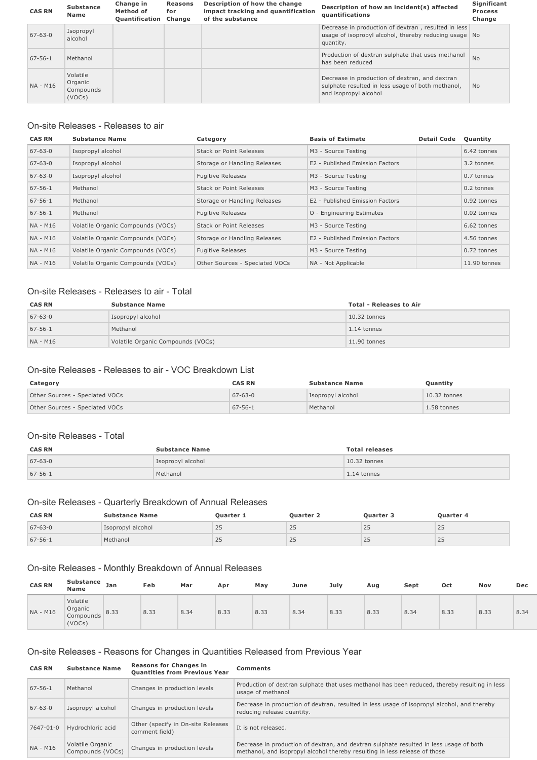| CAS RN | Substance Name | Change in Method of Quantification | Reasons for Change | Description of how the change impact tracking and quantification of the substance | Description of how an incident(s) affected quantifications | Significant Process Change |
|---|---|---|---|---|---|---|
| 67-63-0 | Isopropyl alcohol | | | | Decrease in production of dextran , resulted in less usage of isopropyl alcohol, thereby reducing usage quantity. | No |
| 67-56-1 | Methanol | | | | Production of dextran sulphate that uses methanol has been reduced | No |
| NA - M16 | Volatile Organic Compounds (VOCs) | | | | Decrease in production of dextran, and dextran sulphate resulted in less usage of both methanol, and isopropyl alcohol | No |

## On-site Releases - Releases to air

| CAS RN | Substance Name | Category | Basis of Estimate | Detail Code | Quantity |
|---|---|---|---|---|---|
| 67-63-0 | Isopropyl alcohol | Stack or Point Releases | M3 - Source Testing | | 6.42 tonnes |
| 67-63-0 | Isopropyl alcohol | Storage or Handling Releases | E2 - Published Emission Factors | | 3.2 tonnes |
| 67-63-0 | Isopropyl alcohol | Fugitive Releases | M3 - Source Testing | | 0.7 tonnes |
| 67-56-1 | Methanol | Stack or Point Releases | M3 - Source Testing | | 0.2 tonnes |
| 67-56-1 | Methanol | Storage or Handling Releases | E2 - Published Emission Factors | | 0.92 tonnes |
| 67-56-1 | Methanol | Fugitive Releases | O - Engineering Estimates | | 0.02 tonnes |
| NA - M16 | Volatile Organic Compounds (VOCs) | Stack or Point Releases | M3 - Source Testing | | 6.62 tonnes |
| NA - M16 | Volatile Organic Compounds (VOCs) | Storage or Handling Releases | E2 - Published Emission Factors | | 4.56 tonnes |
| NA - M16 | Volatile Organic Compounds (VOCs) | Fugitive Releases | M3 - Source Testing | | 0.72 tonnes |
| NA - M16 | Volatile Organic Compounds (VOCs) | Other Sources - Speciated VOCs | NA - Not Applicable | | 11.90 tonnes |

## On-site Releases - Releases to air - Total

| CAS RN | Substance Name | Total - Releases to Air |
|---|---|---|
| 67-63-0 | Isopropyl alcohol | 10.32 tonnes |
| 67-56-1 | Methanol | 1.14 tonnes |
| NA - M16 | Volatile Organic Compounds (VOCs) | 11.90 tonnes |

## On-site Releases - Releases to air - VOC Breakdown List

| Category | CAS RN | Substance Name | Quantity |
|---|---|---|---|
| Other Sources - Speciated VOCs | 67-63-0 | Isopropyl alcohol | 10.32 tonnes |
| Other Sources - Speciated VOCs | 67-56-1 | Methanol | 1.58 tonnes |

## On-site Releases - Total

| CAS RN | Substance Name | Total releases |
|---|---|---|
| 67-63-0 | Isopropyl alcohol | 10.32 tonnes |
| 67-56-1 | Methanol | 1.14 tonnes |

## On-site Releases - Quarterly Breakdown of Annual Releases

| CAS RN | Substance Name | Quarter 1 | Quarter 2 | Quarter 3 | Quarter 4 |
|---|---|---|---|---|---|
| 67-63-0 | Isopropyl alcohol | 25 | 25 | 25 | 25 |
| 67-56-1 | Methanol | 25 | 25 | 25 | 25 |

## On-site Releases - Monthly Breakdown of Annual Releases

| CAS RN | Substance Name | Jan | Feb | Mar | Apr | May | June | July | Aug | Sept | Oct | Nov | Dec |
|---|---|---|---|---|---|---|---|---|---|---|---|---|---|
| NA - M16 | Volatile Organic Compounds (VOCs) | 8.33 | 8.33 | 8.34 | 8.33 | 8.33 | 8.34 | 8.33 | 8.33 | 8.34 | 8.33 | 8.33 | 8.34 |

## On-site Releases - Reasons for Changes in Quantities Released from Previous Year

| CAS RN | Substance Name | Reasons for Changes in Quantities from Previous Year | Comments |
|---|---|---|---|
| 67-56-1 | Methanol | Changes in production levels | Production of dextran sulphate that uses methanol has been reduced, thereby resulting in less usage of methanol |
| 67-63-0 | Isopropyl alcohol | Changes in production levels | Decrease in production of dextran, resulted in less usage of isopropyl alcohol, and thereby reducing release quantity. |
| 7647-01-0 | Hydrochloric acid | Other (specify in On-site Releases comment field) | It is not released. |
| NA - M16 | Volatile Organic Compounds (VOCs) | Changes in production levels | Decrease in production of dextran, and dextran sulphate resulted in less usage of both methanol, and isopropyl alcohol thereby resulting in less release of those |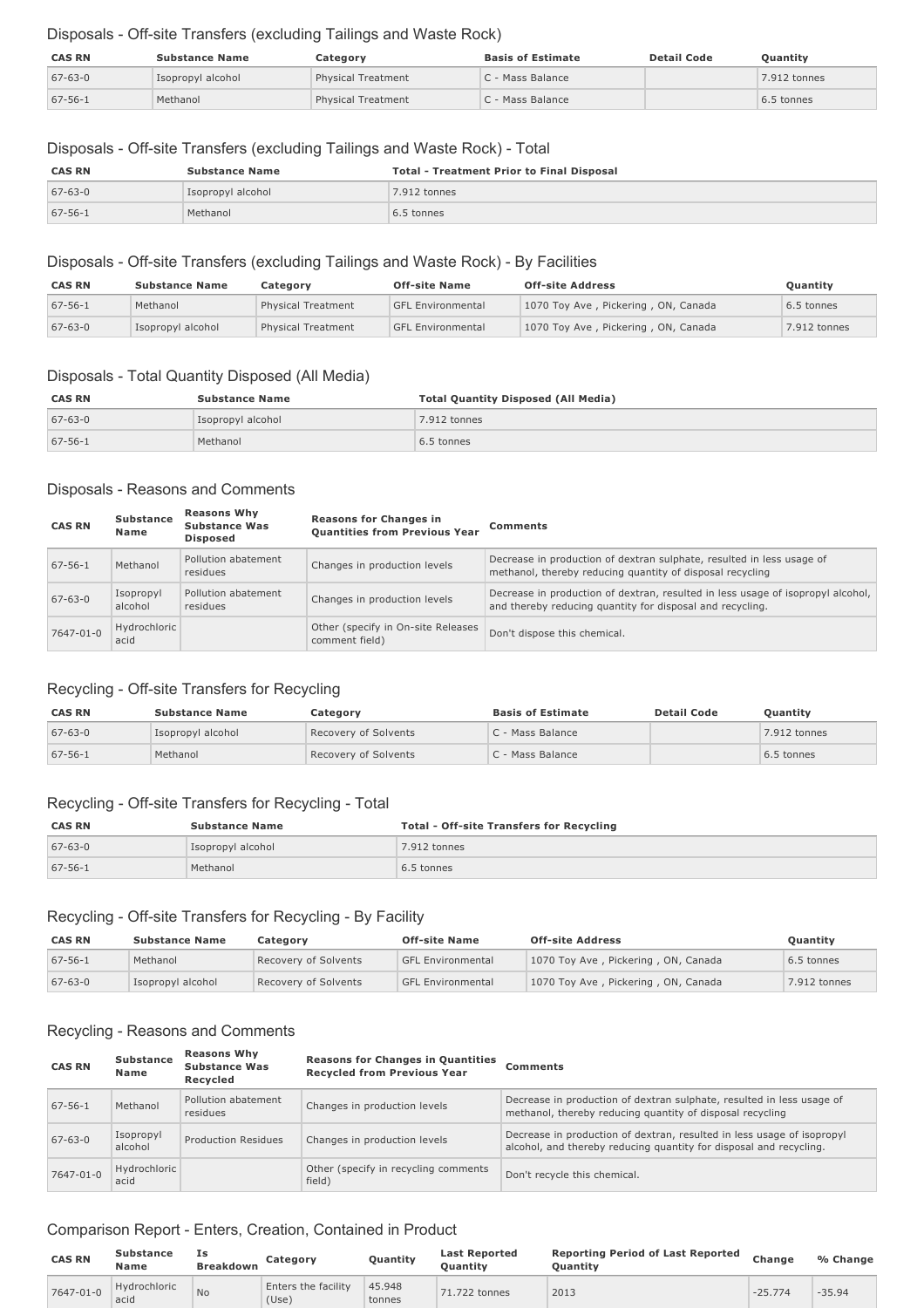### Disposals - Off-site Transfers (excluding Tailings and Waste Rock)

| CAS RN | Substance Name | Category | Basis of Estimate | Detail Code | Quantity |
|---|---|---|---|---|---|
| 67-63-0 | Isopropyl alcohol | Physical Treatment | C - Mass Balance | | 7.912 tonnes |
| 67-56-1 | Methanol | Physical Treatment | C - Mass Balance | | 6.5 tonnes |

### Disposals - Off-site Transfers (excluding Tailings and Waste Rock) - Total

| CAS RN | Substance Name | Total - Treatment Prior to Final Disposal |
|---|---|---|
| 67-63-0 | Isopropyl alcohol | 7.912 tonnes |
| 67-56-1 | Methanol | 6.5 tonnes |

### Disposals - Off-site Transfers (excluding Tailings and Waste Rock) - By Facilities

| CAS RN | Substance Name | Category | Off-site Name | Off-site Address | Quantity |
|---|---|---|---|---|---|
| 67-56-1 | Methanol | Physical Treatment | GFL Environmental | 1070 Toy Ave , Pickering , ON, Canada | 6.5 tonnes |
| 67-63-0 | Isopropyl alcohol | Physical Treatment | GFL Environmental | 1070 Toy Ave , Pickering , ON, Canada | 7.912 tonnes |

### Disposals - Total Quantity Disposed (All Media)

| CAS RN | Substance Name | Total Quantity Disposed (All Media) |
|---|---|---|
| 67-63-0 | Isopropyl alcohol | 7.912 tonnes |
| 67-56-1 | Methanol | 6.5 tonnes |

### Disposals - Reasons and Comments

| CAS RN | Substance Name | Reasons Why Substance Was Disposed | Reasons for Changes in Quantities from Previous Year | Comments |
|---|---|---|---|---|
| 67-56-1 | Methanol | Pollution abatement residues | Changes in production levels | Decrease in production of dextran sulphate, resulted in less usage of methanol, thereby reducing quantity of disposal recycling |
| 67-63-0 | Isopropyl alcohol | Pollution abatement residues | Changes in production levels | Decrease in production of dextran, resulted in less usage of isopropyl alcohol, and thereby reducing quantity for disposal and recycling. |
| 7647-01-0 | Hydrochloric acid | | Other (specify in On-site Releases comment field) | Don't dispose this chemical. |

### Recycling - Off-site Transfers for Recycling

| CAS RN | Substance Name | Category | Basis of Estimate | Detail Code | Quantity |
|---|---|---|---|---|---|
| 67-63-0 | Isopropyl alcohol | Recovery of Solvents | C - Mass Balance | | 7.912 tonnes |
| 67-56-1 | Methanol | Recovery of Solvents | C - Mass Balance | | 6.5 tonnes |

### Recycling - Off-site Transfers for Recycling - Total

| CAS RN | Substance Name | Total - Off-site Transfers for Recycling |
|---|---|---|
| 67-63-0 | Isopropyl alcohol | 7.912 tonnes |
| 67-56-1 | Methanol | 6.5 tonnes |

### Recycling - Off-site Transfers for Recycling - By Facility

| CAS RN | Substance Name | Category | Off-site Name | Off-site Address | Quantity |
|---|---|---|---|---|---|
| 67-56-1 | Methanol | Recovery of Solvents | GFL Environmental | 1070 Toy Ave , Pickering , ON, Canada | 6.5 tonnes |
| 67-63-0 | Isopropyl alcohol | Recovery of Solvents | GFL Environmental | 1070 Toy Ave , Pickering , ON, Canada | 7.912 tonnes |

### Recycling - Reasons and Comments

| CAS RN | Substance Name | Reasons Why Substance Was Recycled | Reasons for Changes in Quantities Recycled from Previous Year | Comments |
|---|---|---|---|---|
| 67-56-1 | Methanol | Pollution abatement residues | Changes in production levels | Decrease in production of dextran sulphate, resulted in less usage of methanol, thereby reducing quantity of disposal recycling |
| 67-63-0 | Isopropyl alcohol | Production Residues | Changes in production levels | Decrease in production of dextran, resulted in less usage of isopropyl alcohol, and thereby reducing quantity for disposal and recycling. |
| 7647-01-0 | Hydrochloric acid | | Other (specify in recycling comments field) | Don't recycle this chemical. |

### Comparison Report - Enters, Creation, Contained in Product

| CAS RN | Substance Name | Is Breakdown | Category | Quantity | Last Reported Quantity | Reporting Period of Last Reported Quantity | Change | % Change |
|---|---|---|---|---|---|---|---|---|
| 7647-01-0 | Hydrochloric acid | No | Enters the facility (Use) | 45.948 tonnes | 71.722 tonnes | 2013 | -25.774 | -35.94 |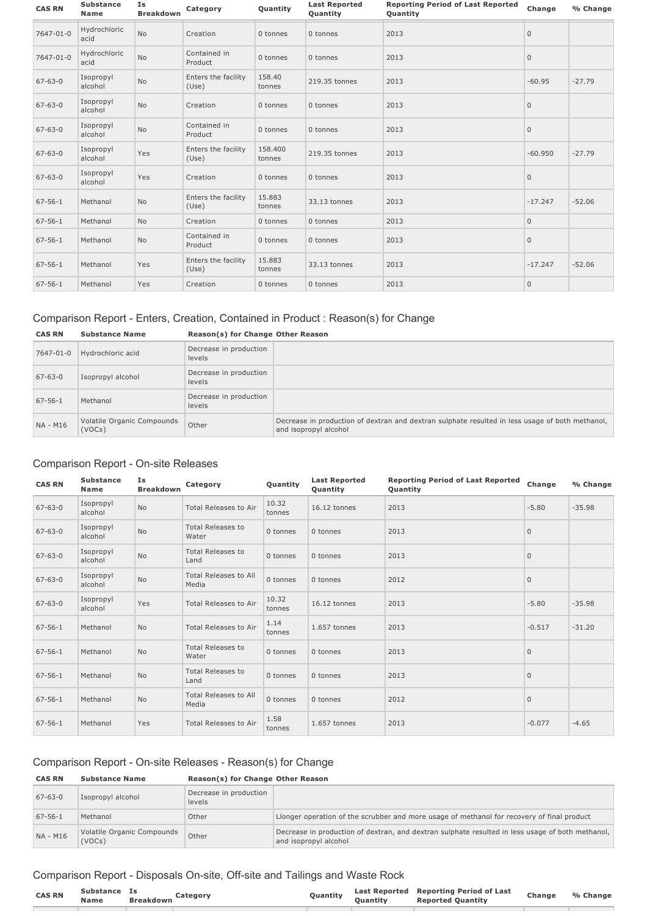| CAS RN | Substance Name | Is Breakdown | Category | Quantity | Last Reported Quantity | Reporting Period of Last Reported Quantity | Change | % Change |
|---|---|---|---|---|---|---|---|---|
| 7647-01-0 | Hydrochloric acid | No | Creation | 0 tonnes | 0 tonnes | 2013 | 0 | |
| 7647-01-0 | Hydrochloric acid | No | Contained in Product | 0 tonnes | 0 tonnes | 2013 | 0 | |
| 67-63-0 | Isopropyl alcohol | No | Enters the facility (Use) | 158.40 tonnes | 219.35 tonnes | 2013 | -60.95 | -27.79 |
| 67-63-0 | Isopropyl alcohol | No | Creation | 0 tonnes | 0 tonnes | 2013 | 0 | |
| 67-63-0 | Isopropyl alcohol | No | Contained in Product | 0 tonnes | 0 tonnes | 2013 | 0 | |
| 67-63-0 | Isopropyl alcohol | Yes | Enters the facility (Use) | 158.400 tonnes | 219.35 tonnes | 2013 | -60.950 | -27.79 |
| 67-63-0 | Isopropyl alcohol | Yes | Creation | 0 tonnes | 0 tonnes | 2013 | 0 | |
| 67-56-1 | Methanol | No | Enters the facility (Use) | 15.883 tonnes | 33.13 tonnes | 2013 | -17.247 | -52.06 |
| 67-56-1 | Methanol | No | Creation | 0 tonnes | 0 tonnes | 2013 | 0 | |
| 67-56-1 | Methanol | No | Contained in Product | 0 tonnes | 0 tonnes | 2013 | 0 | |
| 67-56-1 | Methanol | Yes | Enters the facility (Use) | 15.883 tonnes | 33.13 tonnes | 2013 | -17.247 | -52.06 |
| 67-56-1 | Methanol | Yes | Creation | 0 tonnes | 0 tonnes | 2013 | 0 | |

## Comparison Report - Enters, Creation, Contained in Product : Reason(s) for Change

| CAS RN | Substance Name | Reason(s) for Change | Other Reason |
|---|---|---|---|
| 7647-01-0 | Hydrochloric acid | Decrease in production levels | |
| 67-63-0 | Isopropyl alcohol | Decrease in production levels | |
| 67-56-1 | Methanol | Decrease in production levels | |
| NA - M16 | Volatile Organic Compounds (VOCs) | Other | Decrease in production of dextran and dextran sulphate resulted in less usage of both methanol, and isopropyl alcohol |

## Comparison Report - On-site Releases

| CAS RN | Substance Name | Is Breakdown | Category | Quantity | Last Reported Quantity | Reporting Period of Last Reported Quantity | Change | % Change |
|---|---|---|---|---|---|---|---|---|
| 67-63-0 | Isopropyl alcohol | No | Total Releases to Air | 10.32 tonnes | 16.12 tonnes | 2013 | -5.80 | -35.98 |
| 67-63-0 | Isopropyl alcohol | No | Total Releases to Water | 0 tonnes | 0 tonnes | 2013 | 0 | |
| 67-63-0 | Isopropyl alcohol | No | Total Releases to Land | 0 tonnes | 0 tonnes | 2013 | 0 | |
| 67-63-0 | Isopropyl alcohol | No | Total Releases to All Media | 0 tonnes | 0 tonnes | 2012 | 0 | |
| 67-63-0 | Isopropyl alcohol | Yes | Total Releases to Air | 10.32 tonnes | 16.12 tonnes | 2013 | -5.80 | -35.98 |
| 67-56-1 | Methanol | No | Total Releases to Air | 1.14 tonnes | 1.657 tonnes | 2013 | -0.517 | -31.20 |
| 67-56-1 | Methanol | No | Total Releases to Water | 0 tonnes | 0 tonnes | 2013 | 0 | |
| 67-56-1 | Methanol | No | Total Releases to Land | 0 tonnes | 0 tonnes | 2013 | 0 | |
| 67-56-1 | Methanol | No | Total Releases to All Media | 0 tonnes | 0 tonnes | 2012 | 0 | |
| 67-56-1 | Methanol | Yes | Total Releases to Air | 1.58 tonnes | 1.657 tonnes | 2013 | -0.077 | -4.65 |

## Comparison Report - On-site Releases - Reason(s) for Change

| CAS RN | Substance Name | Reason(s) for Change | Other Reason |
|---|---|---|---|
| 67-63-0 | Isopropyl alcohol | Decrease in production levels | |
| 67-56-1 | Methanol | Other | Llonger operation of the scrubber and more usage of methanol for recovery of final product |
| NA - M16 | Volatile Organic Compounds (VOCs) | Other | Decrease in production of dextran, and dextran sulphate resulted in less usage of both methanol, and isopropyl alcohol |

## Comparison Report - Disposals On-site, Off-site and Tailings and Waste Rock

| CAS RN | Substance Name | Is Breakdown | Category | Quantity | Last Reported Quantity | Reporting Period of Last Reported Quantity | Change | % Change |
|---|---|---|---|---|---|---|---|---|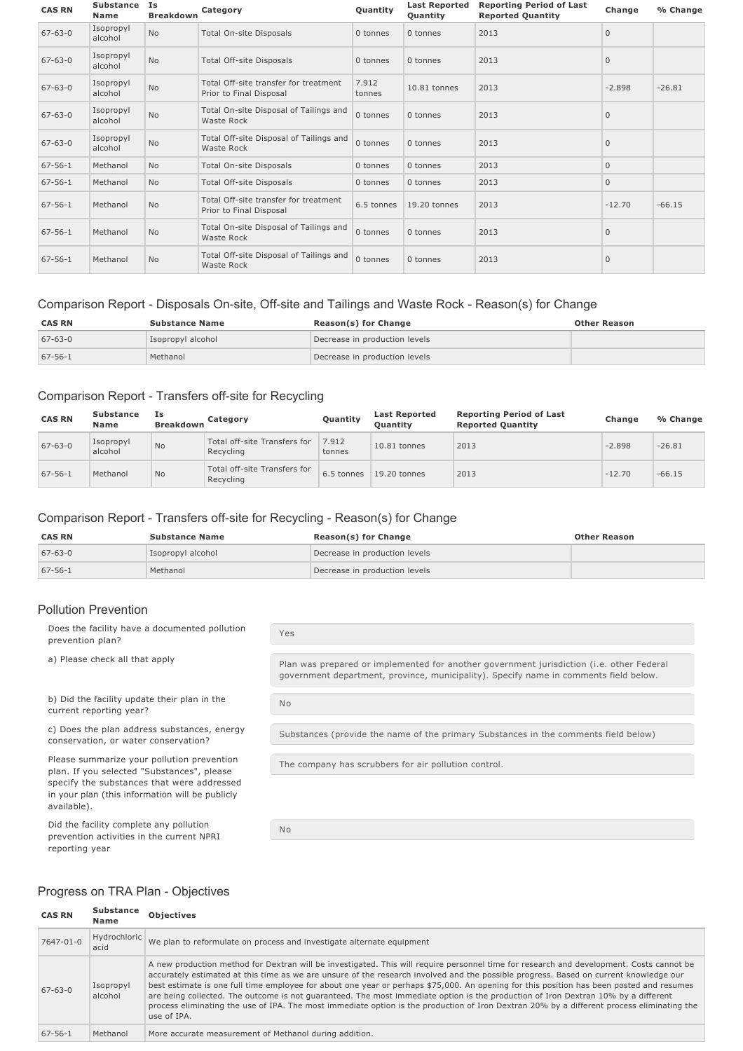| CAS RN | Substance Name | Is Breakdown | Category | Quantity | Last Reported Quantity | Reporting Period of Last Reported Quantity | Change | % Change |
|---|---|---|---|---|---|---|---|---|
| 67-63-0 | Isopropyl alcohol | No | Total On-site Disposals | 0 tonnes | 0 tonnes | 2013 | 0 | |
| 67-63-0 | Isopropyl alcohol | No | Total Off-site Disposals | 0 tonnes | 0 tonnes | 2013 | 0 | |
| 67-63-0 | Isopropyl alcohol | No | Total Off-site transfer for treatment Prior to Final Disposal | 7.912 tonnes | 10.81 tonnes | 2013 | -2.898 | -26.81 |
| 67-63-0 | Isopropyl alcohol | No | Total On-site Disposal of Tailings and Waste Rock | 0 tonnes | 0 tonnes | 2013 | 0 | |
| 67-63-0 | Isopropyl alcohol | No | Total Off-site Disposal of Tailings and Waste Rock | 0 tonnes | 0 tonnes | 2013 | 0 | |
| 67-56-1 | Methanol | No | Total On-site Disposals | 0 tonnes | 0 tonnes | 2013 | 0 | |
| 67-56-1 | Methanol | No | Total Off-site Disposals | 0 tonnes | 0 tonnes | 2013 | 0 | |
| 67-56-1 | Methanol | No | Total Off-site transfer for treatment Prior to Final Disposal | 6.5 tonnes | 19.20 tonnes | 2013 | -12.70 | -66.15 |
| 67-56-1 | Methanol | No | Total On-site Disposal of Tailings and Waste Rock | 0 tonnes | 0 tonnes | 2013 | 0 | |
| 67-56-1 | Methanol | No | Total Off-site Disposal of Tailings and Waste Rock | 0 tonnes | 0 tonnes | 2013 | 0 | |

## Comparison Report - Disposals On-site, Off-site and Tailings and Waste Rock - Reason(s) for Change

| CAS RN | Substance Name | Reason(s) for Change | Other Reason |
|---|---|---|---|
| 67-63-0 | Isopropyl alcohol | Decrease in production levels | |
| 67-56-1 | Methanol | Decrease in production levels | |

## Comparison Report - Transfers off-site for Recycling

| CAS RN | Substance Name | Is Breakdown | Category | Quantity | Last Reported Quantity | Reporting Period of Last Reported Quantity | Change | % Change |
|---|---|---|---|---|---|---|---|---|
| 67-63-0 | Isopropyl alcohol | No | Total off-site Transfers for Recycling | 7.912 tonnes | 10.81 tonnes | 2013 | -2.898 | -26.81 |
| 67-56-1 | Methanol | No | Total off-site Transfers for Recycling | 6.5 tonnes | 19.20 tonnes | 2013 | -12.70 | -66.15 |

## Comparison Report - Transfers off-site for Recycling - Reason(s) for Change

| CAS RN | Substance Name | Reason(s) for Change | Other Reason |
|---|---|---|---|
| 67-63-0 | Isopropyl alcohol | Decrease in production levels | |
| 67-56-1 | Methanol | Decrease in production levels | |

## Pollution Prevention

| | |
|---|---|
| Does the facility have a documented pollution prevention plan? | Yes |
| a) Please check all that apply | Plan was prepared or implemented for another government jurisdiction (i.e. other Federal government department, province, municipality). Specify name in comments field below. |
| b) Did the facility update their plan in the current reporting year? | No |
| c) Does the plan address substances, energy conservation, or water conservation? | Substances (provide the name of the primary Substances in the comments field below) |
| Please summarize your pollution prevention plan. If you selected "Substances", please specify the substances that were addressed in your plan (this information will be publicly available). | The company has scrubbers for air pollution control. |
| Did the facility complete any pollution prevention activities in the current NPRI reporting year | No |

## Progress on TRA Plan - Objectives

| CAS RN | Substance Name | Objectives |
|---|---|---|
| 7647-01-0 | Hydrochloric acid | We plan to reformulate on process and investigate alternate equipment |
| 67-63-0 | Isopropyl alcohol | A new production method for Dextran will be investigated. This will require personnel time for research and development. Costs cannot be accurately estimated at this time as we are unsure of the research involved and the possible progress. Based on current knowledge our best estimate is one full time employee for about one year or perhaps $75,000. An opening for this position has been posted and resumes are being collected. The outcome is not guaranteed. The most immediate option is the production of Iron Dextran 10% by a different process eliminating the use of IPA. The most immediate option is the production of Iron Dextran 20% by a different process eliminating the use of IPA. |
| 67-56-1 | Methanol | More accurate measurement of Methanol during addition. |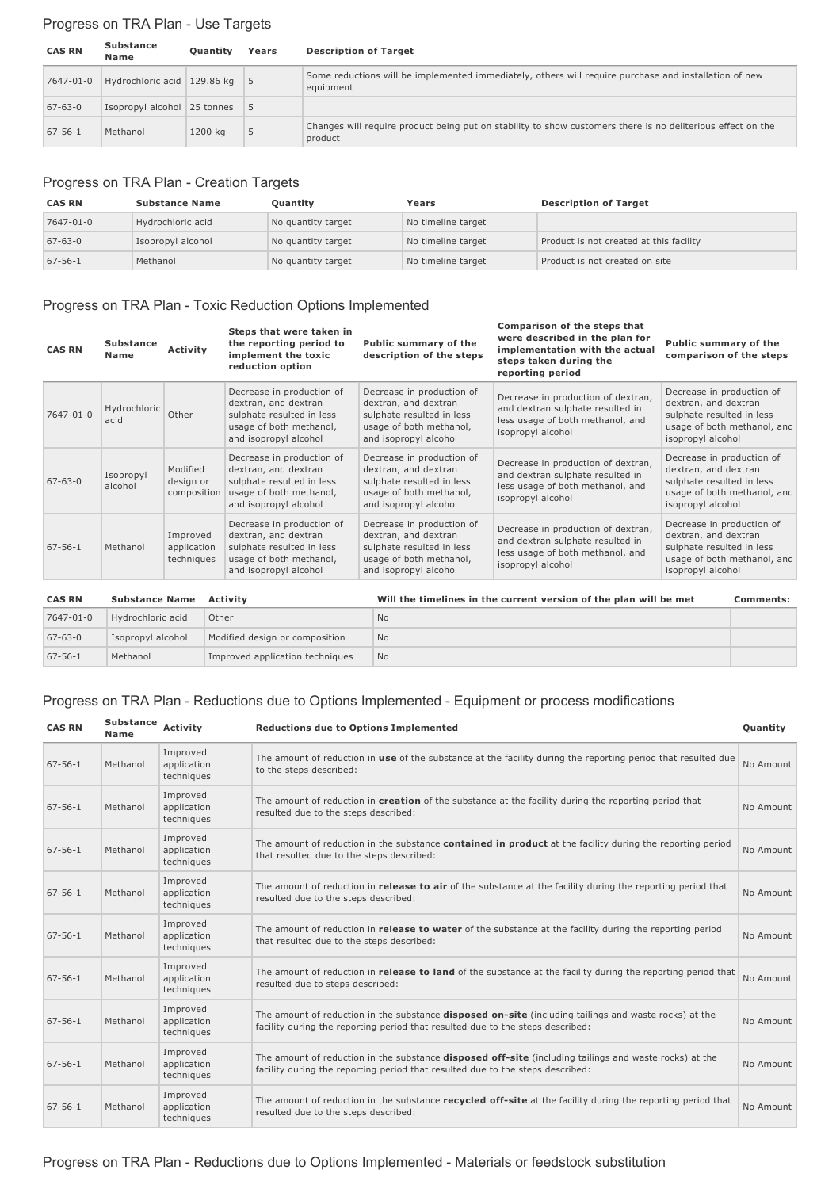## Progress on TRA Plan - Use Targets

| CAS RN | Substance Name | Quantity | Years | Description of Target |
|---|---|---|---|---|
| 7647-01-0 | Hydrochloric acid | 129.86 kg | 5 | Some reductions will be implemented immediately, others will require purchase and installation of new equipment |
| 67-63-0 | Isopropyl alcohol | 25 tonnes | 5 | |
| 67-56-1 | Methanol | 1200 kg | 5 | Changes will require product being put on stability to show customers there is no deliterious effect on the product |

## Progress on TRA Plan - Creation Targets

| CAS RN | Substance Name | Quantity | Years | Description of Target |
|---|---|---|---|---|
| 7647-01-0 | Hydrochloric acid | No quantity target | No timeline target | |
| 67-63-0 | Isopropyl alcohol | No quantity target | No timeline target | Product is not created at this facility |
| 67-56-1 | Methanol | No quantity target | No timeline target | Product is not created on site |

## Progress on TRA Plan - Toxic Reduction Options Implemented

| CAS RN | Substance Name | Activity | Steps that were taken in the reporting period to implement the toxic reduction option | Public summary of the description of the steps | Comparison of the steps that were described in the plan for implementation with the actual steps taken during the reporting period | Public summary of the comparison of the steps |
|---|---|---|---|---|---|---|
| 7647-01-0 | Hydrochloric acid | Other | Decrease in production of dextran, and dextran sulphate resulted in less usage of both methanol, and isopropyl alcohol | Decrease in production of dextran, and dextran sulphate resulted in less usage of both methanol, and isopropyl alcohol | Decrease in production of dextran, and dextran sulphate resulted in less usage of both methanol, and isopropyl alcohol | Decrease in production of dextran, and dextran sulphate resulted in less usage of both methanol, and isopropyl alcohol |
| 67-63-0 | Isopropyl alcohol | Modified design or composition | Decrease in production of dextran, and dextran sulphate resulted in less usage of both methanol, and isopropyl alcohol | Decrease in production of dextran, and dextran sulphate resulted in less usage of both methanol, and isopropyl alcohol | Decrease in production of dextran, and dextran sulphate resulted in less usage of both methanol, and isopropyl alcohol | Decrease in production of dextran, and dextran sulphate resulted in less usage of both methanol, and isopropyl alcohol |
| 67-56-1 | Methanol | Improved application techniques | Decrease in production of dextran, and dextran sulphate resulted in less usage of both methanol, and isopropyl alcohol | Decrease in production of dextran, and dextran sulphate resulted in less usage of both methanol, and isopropyl alcohol | Decrease in production of dextran, and dextran sulphate resulted in less usage of both methanol, and isopropyl alcohol | Decrease in production of dextran, and dextran sulphate resulted in less usage of both methanol, and isopropyl alcohol |

| CAS RN | Substance Name | Activity | Will the timelines in the current version of the plan will be met | Comments: |
|---|---|---|---|---|
| 7647-01-0 | Hydrochloric acid | Other | No | |
| 67-63-0 | Isopropyl alcohol | Modified design or composition | No | |
| 67-56-1 | Methanol | Improved application techniques | No | |

## Progress on TRA Plan - Reductions due to Options Implemented - Equipment or process modifications

| CAS RN | Substance Name | Activity | Reductions due to Options Implemented | Quantity |
|---|---|---|---|---|
| 67-56-1 | Methanol | Improved application techniques | The amount of reduction in **use** of the substance at the facility during the reporting period that resulted due to the steps described: | No Amount |
| 67-56-1 | Methanol | Improved application techniques | The amount of reduction in **creation** of the substance at the facility during the reporting period that resulted due to the steps described: | No Amount |
| 67-56-1 | Methanol | Improved application techniques | The amount of reduction in the substance **contained in product** at the facility during the reporting period that resulted due to the steps described: | No Amount |
| 67-56-1 | Methanol | Improved application techniques | The amount of reduction in **release to air** of the substance at the facility during the reporting period that resulted due to the steps described: | No Amount |
| 67-56-1 | Methanol | Improved application techniques | The amount of reduction in **release to water** of the substance at the facility during the reporting period that resulted due to the steps described: | No Amount |
| 67-56-1 | Methanol | Improved application techniques | The amount of reduction in **release to land** of the substance at the facility during the reporting period that resulted due to steps described: | No Amount |
| 67-56-1 | Methanol | Improved application techniques | The amount of reduction in the substance **disposed on-site** (including tailings and waste rocks) at the facility during the reporting period that resulted due to the steps described: | No Amount |
| 67-56-1 | Methanol | Improved application techniques | The amount of reduction in the substance **disposed off-site** (including tailings and waste rocks) at the facility during the reporting period that resulted due to the steps described: | No Amount |
| 67-56-1 | Methanol | Improved application techniques | The amount of reduction in the substance **recycled off-site** at the facility during the reporting period that resulted due to the steps described: | No Amount |

## Progress on TRA Plan - Reductions due to Options Implemented - Materials or feedstock substitution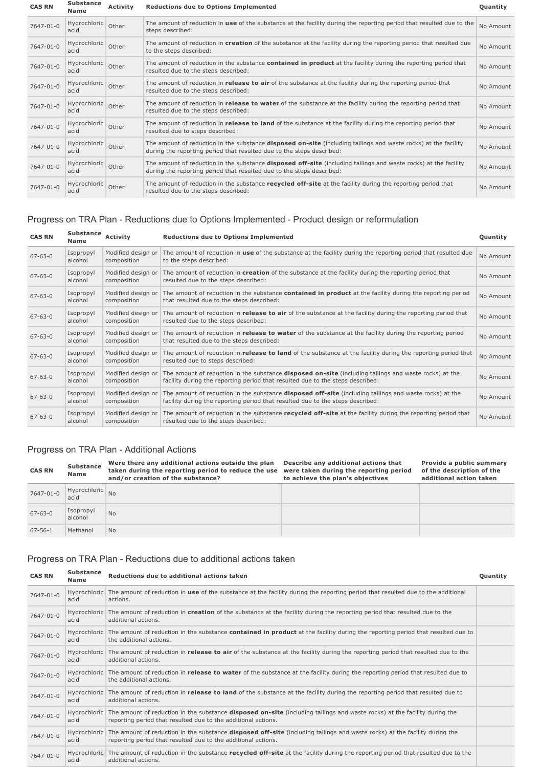| CAS RN | Substance Name | Activity | Reductions due to Options Implemented | Quantity |
|---|---|---|---|---|
| 7647-01-0 | Hydrochloric acid | Other | The amount of reduction in **use** of the substance at the facility during the reporting period that resulted due to the steps described: | No Amount |
| 7647-01-0 | Hydrochloric acid | Other | The amount of reduction in **creation** of the substance at the facility during the reporting period that resulted due to the steps described: | No Amount |
| 7647-01-0 | Hydrochloric acid | Other | The amount of reduction in the substance **contained in product** at the facility during the reporting period that resulted due to the steps described: | No Amount |
| 7647-01-0 | Hydrochloric acid | Other | The amount of reduction in **release to air** of the substance at the facility during the reporting period that resulted due to the steps described: | No Amount |
| 7647-01-0 | Hydrochloric acid | Other | The amount of reduction in **release to water** of the substance at the facility during the reporting period that resulted due to the steps described: | No Amount |
| 7647-01-0 | Hydrochloric acid | Other | The amount of reduction in **release to land** of the substance at the facility during the reporting period that resulted due to steps described: | No Amount |
| 7647-01-0 | Hydrochloric acid | Other | The amount of reduction in the substance **disposed on-site** (including tailings and waste rocks) at the facility during the reporting period that resulted due to the steps described: | No Amount |
| 7647-01-0 | Hydrochloric acid | Other | The amount of reduction in the substance **disposed off-site** (including tailings and waste rocks) at the facility during the reporting period that resulted due to the steps described: | No Amount |
| 7647-01-0 | Hydrochloric acid | Other | The amount of reduction in the substance **recycled off-site** at the facility during the reporting period that resulted due to the steps described: | No Amount |

## Progress on TRA Plan - Reductions due to Options Implemented - Product design or reformulation

| CAS RN | Substance Name | Activity | Reductions due to Options Implemented | Quantity |
|---|---|---|---|---|
| 67-63-0 | Isopropyl alcohol | Modified design or composition | The amount of reduction in **use** of the substance at the facility during the reporting period that resulted due to the steps described: | No Amount |
| 67-63-0 | Isopropyl alcohol | Modified design or composition | The amount of reduction in **creation** of the substance at the facility during the reporting period that resulted due to the steps described: | No Amount |
| 67-63-0 | Isopropyl alcohol | Modified design or composition | The amount of reduction in the substance **contained in product** at the facility during the reporting period that resulted due to the steps described: | No Amount |
| 67-63-0 | Isopropyl alcohol | Modified design or composition | The amount of reduction in **release to air** of the substance at the facility during the reporting period that resulted due to the steps described: | No Amount |
| 67-63-0 | Isopropyl alcohol | Modified design or composition | The amount of reduction in **release to water** of the substance at the facility during the reporting period that resulted due to the steps described: | No Amount |
| 67-63-0 | Isopropyl alcohol | Modified design or composition | The amount of reduction in **release to land** of the substance at the facility during the reporting period that resulted due to steps described: | No Amount |
| 67-63-0 | Isopropyl alcohol | Modified design or composition | The amount of reduction in the substance **disposed on-site** (including tailings and waste rocks) at the facility during the reporting period that resulted due to the steps described: | No Amount |
| 67-63-0 | Isopropyl alcohol | Modified design or composition | The amount of reduction in the substance **disposed off-site** (including tailings and waste rocks) at the facility during the reporting period that resulted due to the steps described: | No Amount |
| 67-63-0 | Isopropyl alcohol | Modified design or composition | The amount of reduction in the substance **recycled off-site** at the facility during the reporting period that resulted due to the steps described: | No Amount |

## Progress on TRA Plan - Additional Actions

| CAS RN | Substance Name | Were there any additional actions outside the plan taken during the reporting period to reduce the use and/or creation of the substance? | Describe any additional actions that were taken during the reporting period to achieve the plan's objectives | Provide a public summary of the description of the additional action taken |
|---|---|---|---|---|
| 7647-01-0 | Hydrochloric acid | No | | |
| 67-63-0 | Isopropyl alcohol | No | | |
| 67-56-1 | Methanol | No | | |

## Progress on TRA Plan - Reductions due to additional actions taken

| CAS RN | Substance Name | Reductions due to additional actions taken | Quantity |
|---|---|---|---|
| 7647-01-0 | Hydrochloric acid | The amount of reduction in **use** of the substance at the facility during the reporting period that resulted due to the additional actions. | |
| 7647-01-0 | Hydrochloric acid | The amount of reduction in **creation** of the substance at the facility during the reporting period that resulted due to the additional actions. | |
| 7647-01-0 | Hydrochloric acid | The amount of reduction in the substance **contained in product** at the facility during the reporting period that resulted due to the additional actions. | |
| 7647-01-0 | Hydrochloric acid | The amount of reduction in **release to air** of the substance at the facility during the reporting period that resulted due to the additional actions. | |
| 7647-01-0 | Hydrochloric acid | The amount of reduction in **release to water** of the substance at the facility during the reporting period that resulted due to the additional actions. | |
| 7647-01-0 | Hydrochloric acid | The amount of reduction in **release to land** of the substance at the facility during the reporting period that resulted due to additional actions. | |
| 7647-01-0 | Hydrochloric acid | The amount of reduction in the substance **disposed on-site** (including tailings and waste rocks) at the facility during the reporting period that resulted due to the additional actions. | |
| 7647-01-0 | Hydrochloric acid | The amount of reduction in the substance **disposed off-site** (including tailings and waste rocks) at the facility during the reporting period that resulted due to the additional actions. | |
| 7647-01-0 | Hydrochloric acid | The amount of reduction in the substance **recycled off-site** at the facility during the reporting period that resulted due to the additional actions. | |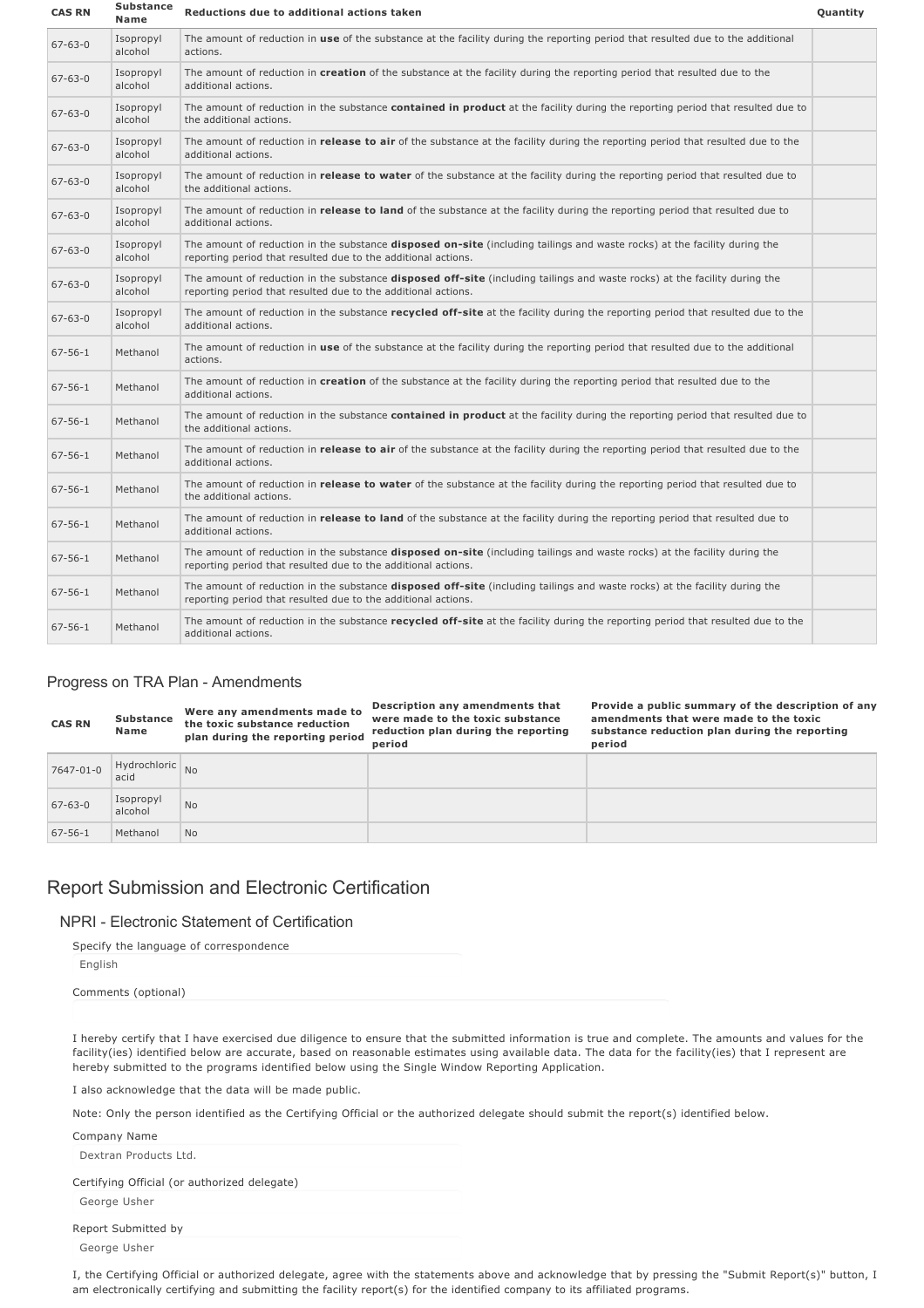| CAS RN | Substance Name | Reductions due to additional actions taken | Quantity |
|---|---|---|---|
| 67-63-0 | Isopropyl alcohol | The amount of reduction in **use** of the substance at the facility during the reporting period that resulted due to the additional actions. | |
| 67-63-0 | Isopropyl alcohol | The amount of reduction in **creation** of the substance at the facility during the reporting period that resulted due to the additional actions. | |
| 67-63-0 | Isopropyl alcohol | The amount of reduction in the substance **contained in product** at the facility during the reporting period that resulted due to the additional actions. | |
| 67-63-0 | Isopropyl alcohol | The amount of reduction in **release to air** of the substance at the facility during the reporting period that resulted due to the additional actions. | |
| 67-63-0 | Isopropyl alcohol | The amount of reduction in **release to water** of the substance at the facility during the reporting period that resulted due to the additional actions. | |
| 67-63-0 | Isopropyl alcohol | The amount of reduction in **release to land** of the substance at the facility during the reporting period that resulted due to additional actions. | |
| 67-63-0 | Isopropyl alcohol | The amount of reduction in the substance **disposed on-site** (including tailings and waste rocks) at the facility during the reporting period that resulted due to the additional actions. | |
| 67-63-0 | Isopropyl alcohol | The amount of reduction in the substance **disposed off-site** (including tailings and waste rocks) at the facility during the reporting period that resulted due to the additional actions. | |
| 67-63-0 | Isopropyl alcohol | The amount of reduction in the substance **recycled off-site** at the facility during the reporting period that resulted due to the additional actions. | |
| 67-56-1 | Methanol | The amount of reduction in **use** of the substance at the facility during the reporting period that resulted due to the additional actions. | |
| 67-56-1 | Methanol | The amount of reduction in **creation** of the substance at the facility during the reporting period that resulted due to the additional actions. | |
| 67-56-1 | Methanol | The amount of reduction in the substance **contained in product** at the facility during the reporting period that resulted due to the additional actions. | |
| 67-56-1 | Methanol | The amount of reduction in **release to air** of the substance at the facility during the reporting period that resulted due to the additional actions. | |
| 67-56-1 | Methanol | The amount of reduction in **release to water** of the substance at the facility during the reporting period that resulted due to the additional actions. | |
| 67-56-1 | Methanol | The amount of reduction in **release to land** of the substance at the facility during the reporting period that resulted due to additional actions. | |
| 67-56-1 | Methanol | The amount of reduction in the substance **disposed on-site** (including tailings and waste rocks) at the facility during the reporting period that resulted due to the additional actions. | |
| 67-56-1 | Methanol | The amount of reduction in the substance **disposed off-site** (including tailings and waste rocks) at the facility during the reporting period that resulted due to the additional actions. | |
| 67-56-1 | Methanol | The amount of reduction in the substance **recycled off-site** at the facility during the reporting period that resulted due to the additional actions. | |

## Progress on TRA Plan - Amendments

| CAS RN | Substance Name | Were any amendments made to the toxic substance reduction plan during the reporting period | Description any amendments that were made to the toxic substance reduction plan during the reporting period | Provide a public summary of the description of any amendments that were made to the toxic substance reduction plan during the reporting period |
|---|---|---|---|---|
| 7647-01-0 | Hydrochloric acid | No | | |
| 67-63-0 | Isopropyl alcohol | No | | |
| 67-56-1 | Methanol | No | | |

# Report Submission and Electronic Certification

## NPRI - Electronic Statement of Certification

Specify the language of correspondence

English

Comments (optional)

I hereby certify that I have exercised due diligence to ensure that the submitted information is true and complete. The amounts and values for the facility(ies) identified below are accurate, based on reasonable estimates using available data. The data for the facility(ies) that I represent are hereby submitted to the programs identified below using the Single Window Reporting Application.

I also acknowledge that the data will be made public.

Note: Only the person identified as the Certifying Official or the authorized delegate should submit the report(s) identified below.

Company Name

Dextran Products Ltd.

Certifying Official (or authorized delegate)

George Usher

Report Submitted by

George Usher

I, the Certifying Official or authorized delegate, agree with the statements above and acknowledge that by pressing the "Submit Report(s)" button, I am electronically certifying and submitting the facility report(s) for the identified company to its affiliated programs.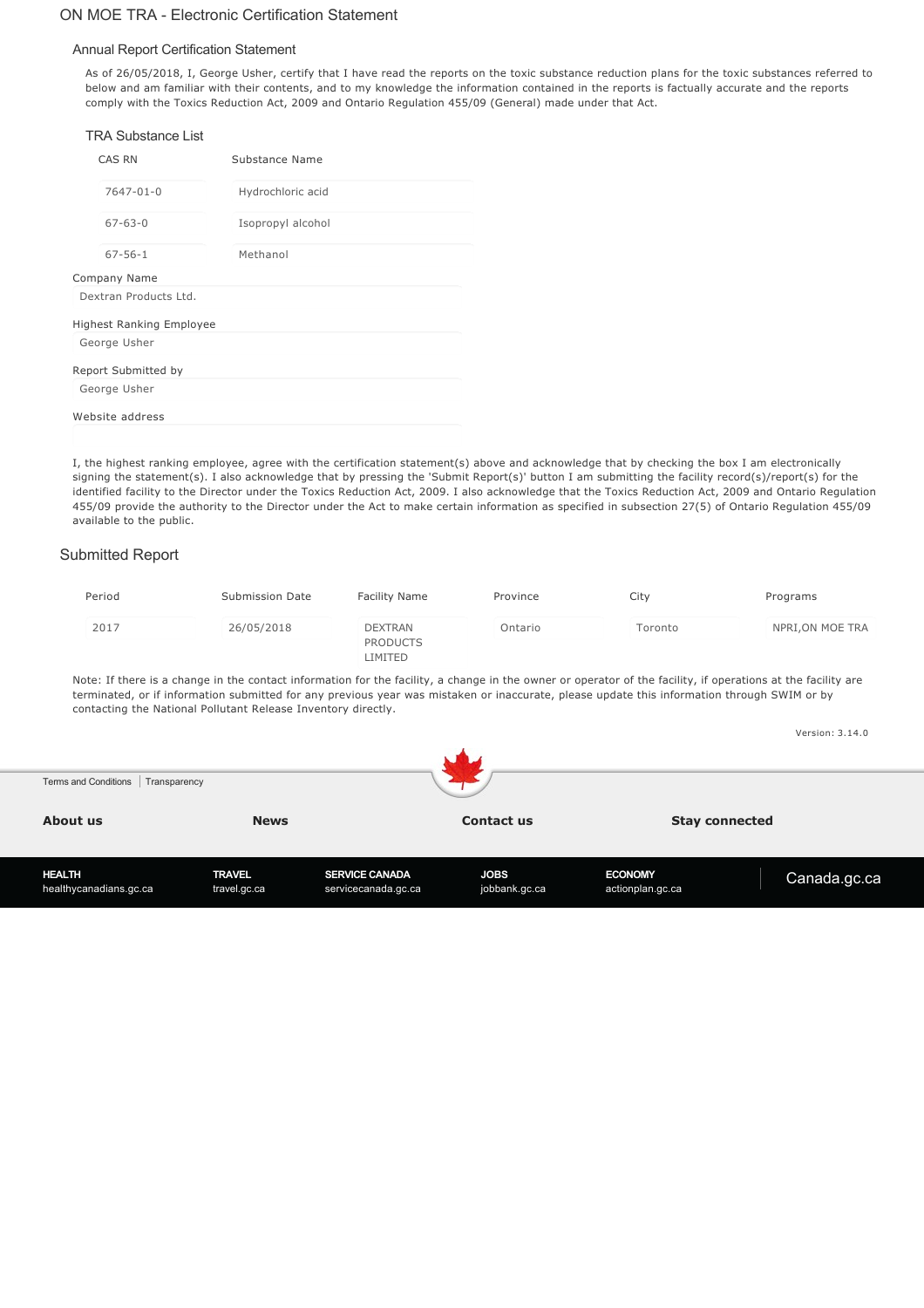# ON MOE TRA - Electronic Certification Statement

## Annual Report Certification Statement

As of 26/05/2018, I, George Usher, certify that I have read the reports on the toxic substance reduction plans for the toxic substances referred to below and am familiar with their contents, and to my knowledge the information contained in the reports is factually accurate and the reports comply with the Toxics Reduction Act, 2009 and Ontario Regulation 455/09 (General) made under that Act.

### TRA Substance List

| CAS RN | Substance Name |
|---|---|
| 7647-01-0 | Hydrochloric acid |
| 67-63-0 | Isopropyl alcohol |
| 67-56-1 | Methanol |

Company Name

Dextran Products Ltd.

Highest Ranking Employee

George Usher

Report Submitted by

George Usher

Website address

I, the highest ranking employee, agree with the certification statement(s) above and acknowledge that by checking the box I am electronically signing the statement(s). I also acknowledge that by pressing the 'Submit Report(s)' button I am submitting the facility record(s)/report(s) for the identified facility to the Director under the Toxics Reduction Act, 2009. I also acknowledge that the Toxics Reduction Act, 2009 and Ontario Regulation 455/09 provide the authority to the Director under the Act to make certain information as specified in subsection 27(5) of Ontario Regulation 455/09 available to the public.

## Submitted Report

| Period | Submission Date | Facility Name | Province | City | Programs |
|---|---|---|---|---|---|
| 2017 | 26/05/2018 | DEXTRAN PRODUCTS LIMITED | Ontario | Toronto | NPRI,ON MOE TRA |

Note: If there is a change in the contact information for the facility, a change in the owner or operator of the facility, if operations at the facility are terminated, or if information submitted for any previous year was mistaken or inaccurate, please update this information through SWIM or by contacting the National Pollutant Release Inventory directly.

Version: 3.14.0

Terms and Conditions | Transparency

**About us** **News** **Contact us** **Stay connected**

**HEALTH** healthycanadians.gc.ca **TRAVEL** travel.gc.ca **SERVICE CANADA** servicecanada.gc.ca **JOBS** jobbank.gc.ca **ECONOMY** actionplan.gc.ca Canada.gc.ca